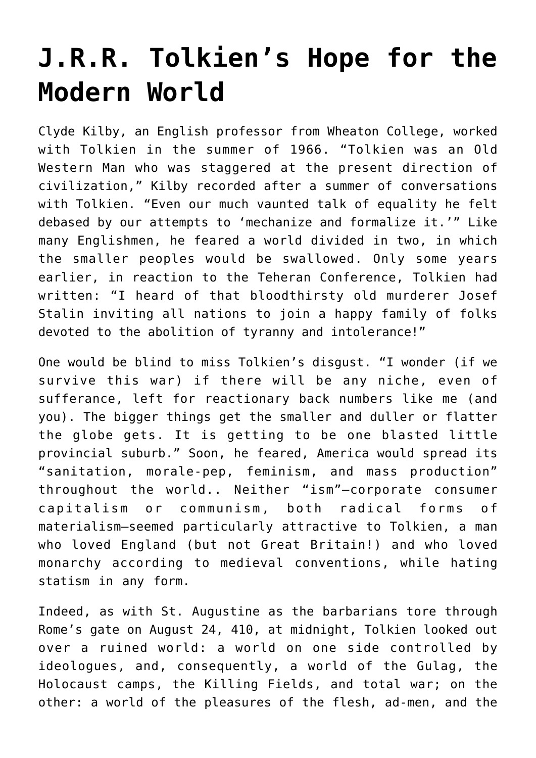# J.R.R. Tolkien's Hope for the Modern World

Clyde Kilby, an English professor from Wheaton College, worked with Tolkien in the summer of 1966. "Tolkien was an Old Western Man who was staggered at the present direction of civilization," Kilby recorded after a summer of conversations with Tolkien. "Even our much vaunted talk of equality he felt debased by our attempts to 'mechanize and formalize it.'" Like many Englishmen, he feared a world divided in two, in which the smaller peoples would be swallowed. Only some years earlier, in reaction to the Teheran Conference, Tolkien had written: "I heard of that bloodthirsty old murderer Josef Stalin inviting all nations to join a happy family of folks devoted to the abolition of tyranny and intolerance!"

One would be blind to miss Tolkien's disgust. "I wonder (if we survive this war) if there will be any niche, even of sufferance, left for reactionary back numbers like me (and you). The bigger things get the smaller and duller or flatter the globe gets. It is getting to be one blasted little provincial suburb." Soon, he feared, America would spread its "sanitation, morale-pep, feminism, and mass production" throughout the world.. Neither "ism"—corporate consumer capitalism or communism, both radical forms of materialism—seemed particularly attractive to Tolkien, a man who loved England (but not Great Britain!) and who loved monarchy according to medieval conventions, while hating statism in any form.

Indeed, as with St. Augustine as the barbarians tore through Rome's gate on August 24, 410, at midnight, Tolkien looked out over a ruined world: a world on one side controlled by ideologues, and, consequently, a world of the Gulag, the Holocaust camps, the Killing Fields, and total war; on the other: a world of the pleasures of the flesh, ad-men, and the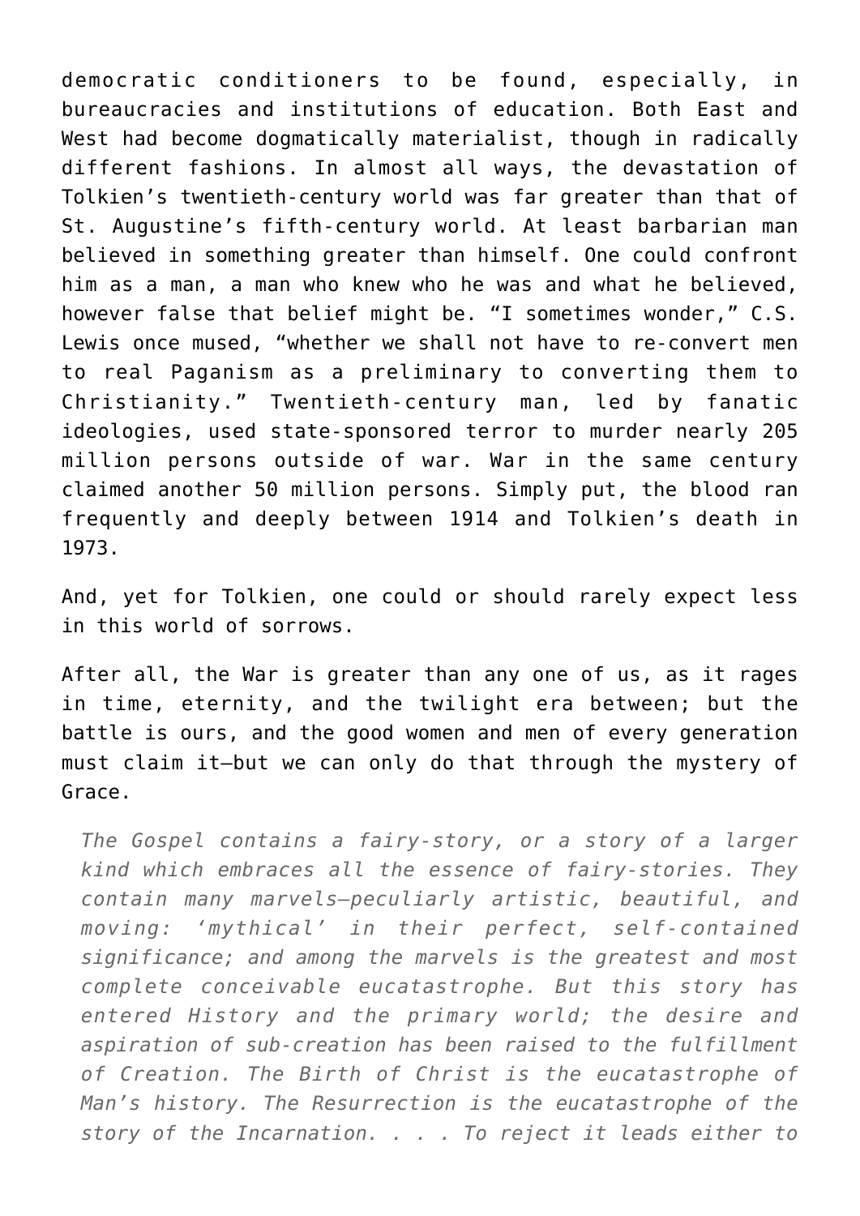democratic conditioners to be found, especially, in bureaucracies and institutions of education. Both East and West had become dogmatically materialist, though in radically different fashions. In almost all ways, the devastation of Tolkien's twentieth-century world was far greater than that of St. Augustine's fifth-century world. At least barbarian man believed in something greater than himself. One could confront him as a man, a man who knew who he was and what he believed, however false that belief might be. "I sometimes wonder," C.S. Lewis once mused, "whether we shall not have to re-convert men to real Paganism as a preliminary to converting them to Christianity." Twentieth-century man, led by fanatic ideologies, used state-sponsored terror to murder nearly 205 million persons outside of war. War in the same century claimed another 50 million persons. Simply put, the blood ran frequently and deeply between 1914 and Tolkien's death in 1973.

And, yet for Tolkien, one could or should rarely expect less in this world of sorrows.

After all, the War is greater than any one of us, as it rages in time, eternity, and the twilight era between; but the battle is ours, and the good women and men of every generation must claim it—but we can only do that through the mystery of Grace.

> *The Gospel contains a fairy-story, or a story of a larger kind which embraces all the essence of fairy-stories. They contain many marvels—peculiarly artistic, beautiful, and moving: 'mythical' in their perfect, self-contained significance; and among the marvels is the greatest and most complete conceivable eucatastrophe. But this story has entered History and the primary world; the desire and aspiration of sub-creation has been raised to the fulfillment of Creation. The Birth of Christ is the eucatastrophe of Man's history. The Resurrection is the eucatastrophe of the story of the Incarnation. . . . To reject it leads either to*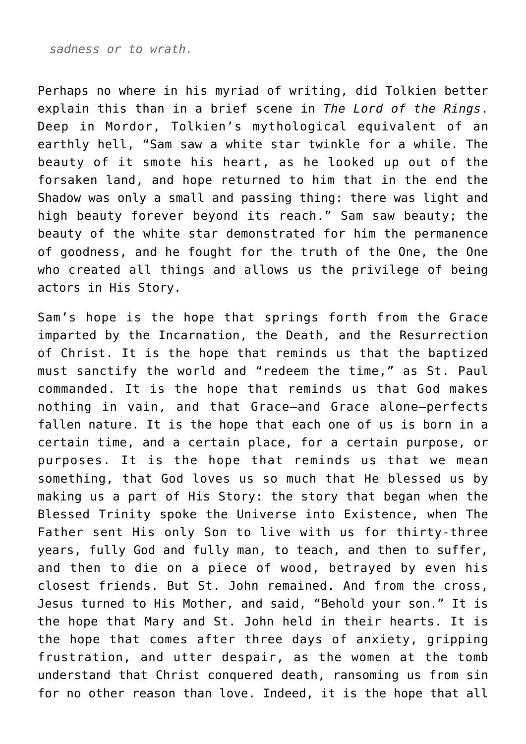*sadness or to wrath.*

Perhaps no where in his myriad of writing, did Tolkien better explain this than in a brief scene in *The Lord of the Rings*. Deep in Mordor, Tolkien's mythological equivalent of an earthly hell, "Sam saw a white star twinkle for a while. The beauty of it smote his heart, as he looked up out of the forsaken land, and hope returned to him that in the end the Shadow was only a small and passing thing: there was light and high beauty forever beyond its reach." Sam saw beauty; the beauty of the white star demonstrated for him the permanence of goodness, and he fought for the truth of the One, the One who created all things and allows us the privilege of being actors in His Story.

Sam's hope is the hope that springs forth from the Grace imparted by the Incarnation, the Death, and the Resurrection of Christ. It is the hope that reminds us that the baptized must sanctify the world and "redeem the time," as St. Paul commanded. It is the hope that reminds us that God makes nothing in vain, and that Grace—and Grace alone—perfects fallen nature. It is the hope that each one of us is born in a certain time, and a certain place, for a certain purpose, or purposes. It is the hope that reminds us that we mean something, that God loves us so much that He blessed us by making us a part of His Story: the story that began when the Blessed Trinity spoke the Universe into Existence, when The Father sent His only Son to live with us for thirty-three years, fully God and fully man, to teach, and then to suffer, and then to die on a piece of wood, betrayed by even his closest friends. But St. John remained. And from the cross, Jesus turned to His Mother, and said, "Behold your son." It is the hope that Mary and St. John held in their hearts. It is the hope that comes after three days of anxiety, gripping frustration, and utter despair, as the women at the tomb understand that Christ conquered death, ransoming us from sin for no other reason than love. Indeed, it is the hope that all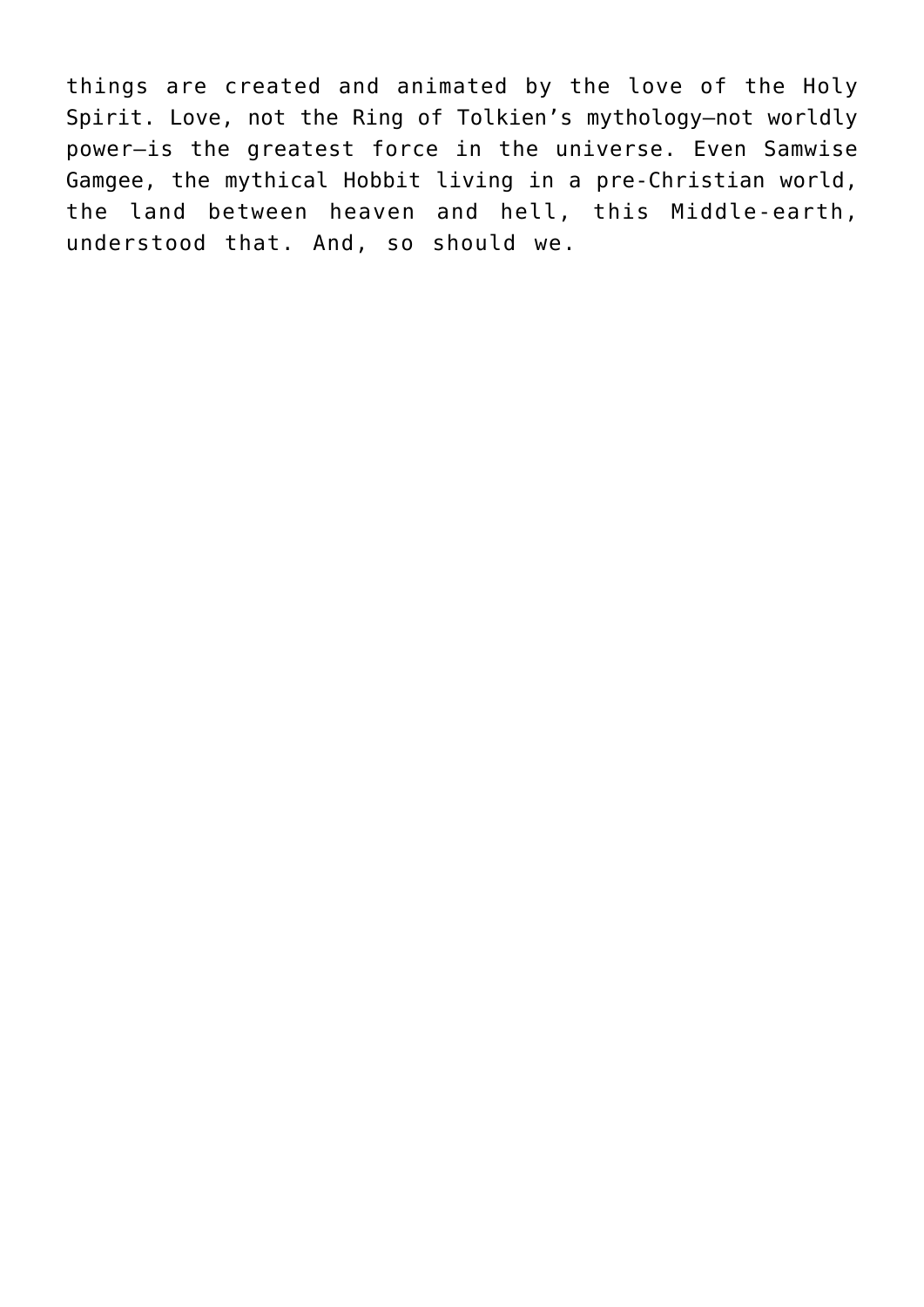things are created and animated by the love of the Holy Spirit. Love, not the Ring of Tolkien's mythology—not worldly power—is the greatest force in the universe. Even Samwise Gamgee, the mythical Hobbit living in a pre-Christian world, the land between heaven and hell, this Middle-earth, understood that. And, so should we.